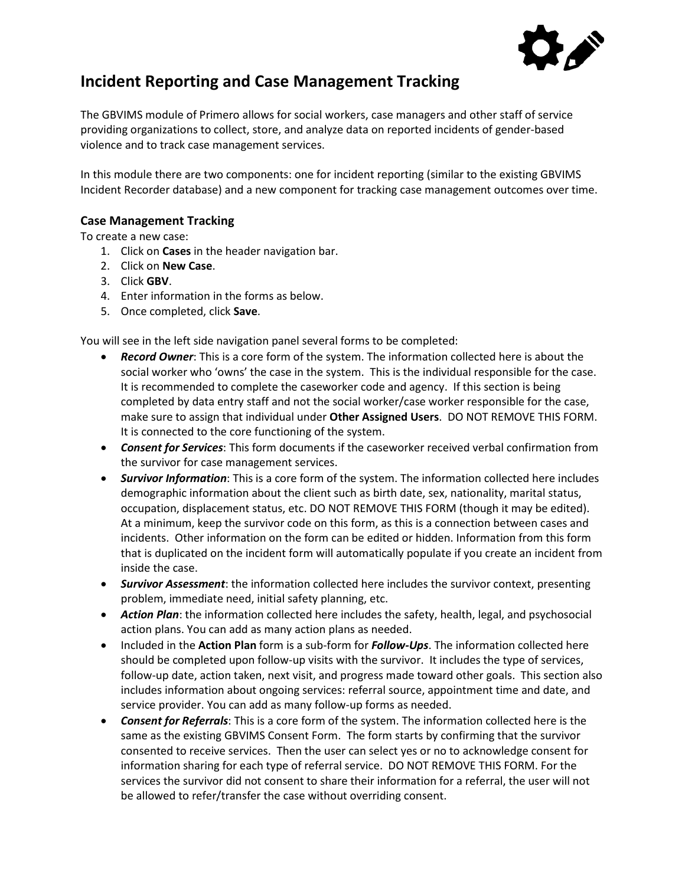# Incident Reporting and Case Management Tracking

The GBVIMS module of Primero allows for social workers, case managers and other staff of service providing organizations to collect, store, and analyze data on reported incidents of gender-based violence and to track case management services.

In this module there are two components: one for incident reporting (similar to the existing GBVIMS Incident Recorder database) and a new component for tracking case management outcomes over time.

## Case Management Tracking

To create a new case:

1. Click on **Cases** in the header navigation bar.
2. Click on **New Case**.
3. Click **GBV**.
4. Enter information in the forms as below.
5. Once completed, click **Save**.

You will see in the left side navigation panel several forms to be completed:

- ***Record Owner***: This is a core form of the system. The information collected here is about the social worker who 'owns' the case in the system. This is the individual responsible for the case. It is recommended to complete the caseworker code and agency. If this section is being completed by data entry staff and not the social worker/case worker responsible for the case, make sure to assign that individual under **Other Assigned Users**. DO NOT REMOVE THIS FORM. It is connected to the core functioning of the system.
- ***Consent for Services***: This form documents if the caseworker received verbal confirmation from the survivor for case management services.
- ***Survivor Information***: This is a core form of the system. The information collected here includes demographic information about the client such as birth date, sex, nationality, marital status, occupation, displacement status, etc. DO NOT REMOVE THIS FORM (though it may be edited). At a minimum, keep the survivor code on this form, as this is a connection between cases and incidents. Other information on the form can be edited or hidden. Information from this form that is duplicated on the incident form will automatically populate if you create an incident from inside the case.
- ***Survivor Assessment***: the information collected here includes the survivor context, presenting problem, immediate need, initial safety planning, etc.
- ***Action Plan***: the information collected here includes the safety, health, legal, and psychosocial action plans. You can add as many action plans as needed.
- Included in the **Action Plan** form is a sub-form for ***Follow-Ups***. The information collected here should be completed upon follow-up visits with the survivor. It includes the type of services, follow-up date, action taken, next visit, and progress made toward other goals. This section also includes information about ongoing services: referral source, appointment time and date, and service provider. You can add as many follow-up forms as needed.
- ***Consent for Referrals***: This is a core form of the system. The information collected here is the same as the existing GBVIMS Consent Form. The form starts by confirming that the survivor consented to receive services. Then the user can select yes or no to acknowledge consent for information sharing for each type of referral service. DO NOT REMOVE THIS FORM. For the services the survivor did not consent to share their information for a referral, the user will not be allowed to refer/transfer the case without overriding consent.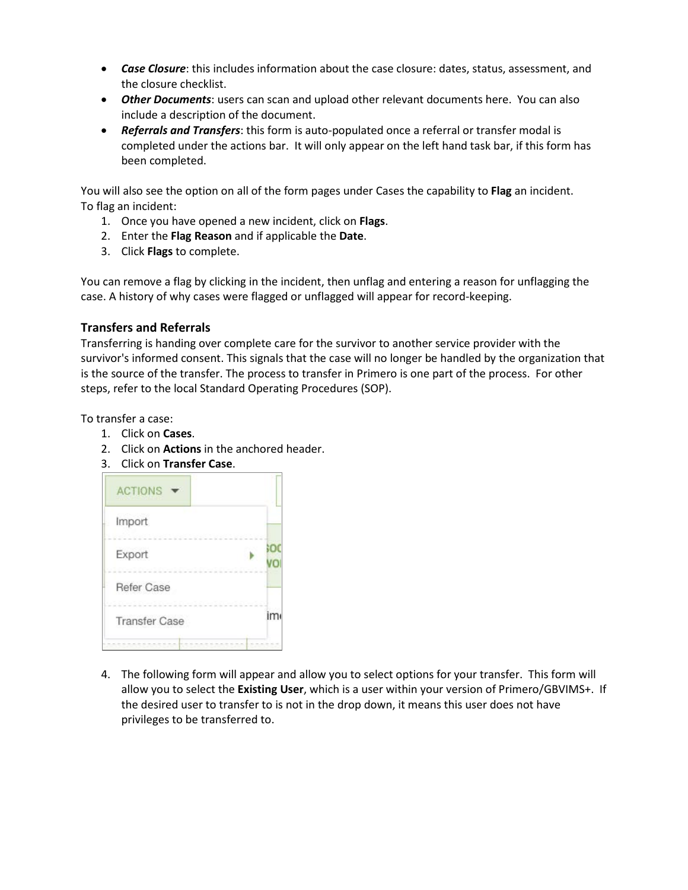- ***Case Closure***: this includes information about the case closure: dates, status, assessment, and the closure checklist.
- ***Other Documents***: users can scan and upload other relevant documents here. You can also include a description of the document.
- ***Referrals and Transfers***: this form is auto-populated once a referral or transfer modal is completed under the actions bar. It will only appear on the left hand task bar, if this form has been completed.

You will also see the option on all of the form pages under Cases the capability to **Flag** an incident.
To flag an incident:

1. Once you have opened a new incident, click on **Flags**.
2. Enter the **Flag Reason** and if applicable the **Date**.
3. Click **Flags** to complete.

You can remove a flag by clicking in the incident, then unflag and entering a reason for unflagging the case. A history of why cases were flagged or unflagged will appear for record-keeping.

### Transfers and Referrals

Transferring is handing over complete care for the survivor to another service provider with the survivor's informed consent. This signals that the case will no longer be handled by the organization that is the source of the transfer. The process to transfer in Primero is one part of the process. For other steps, refer to the local Standard Operating Procedures (SOP).

To transfer a case:

1. Click on **Cases**.
2. Click on **Actions** in the anchored header.
3. Click on **Transfer Case**.

4. The following form will appear and allow you to select options for your transfer. This form will allow you to select the **Existing User**, which is a user within your version of Primero/GBVIMS+. If the desired user to transfer to is not in the drop down, it means this user does not have privileges to be transferred to.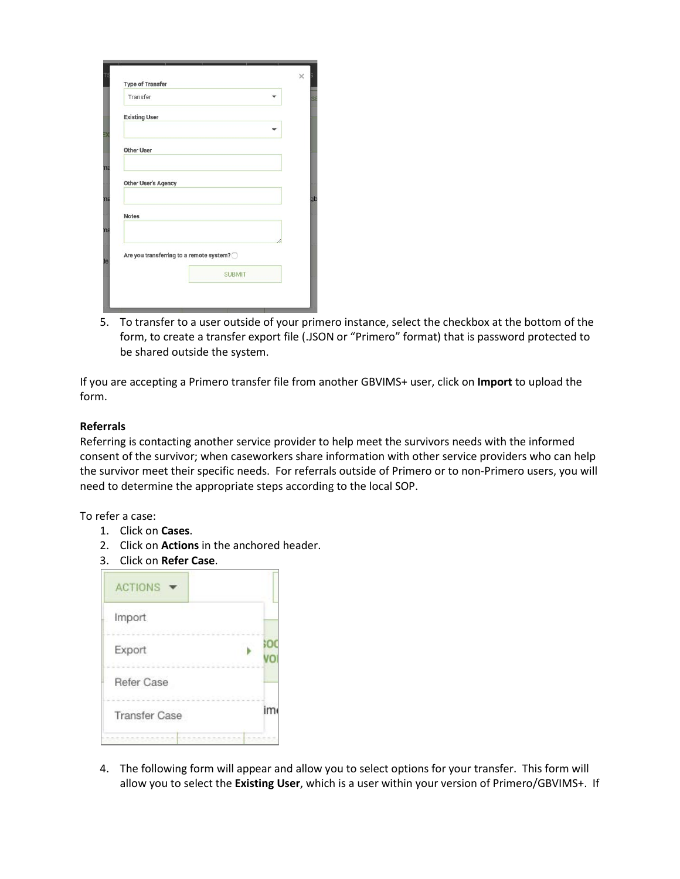5. To transfer to a user outside of your primero instance, select the checkbox at the bottom of the form, to create a transfer export file (.JSON or "Primero" format) that is password protected to be shared outside the system.

If you are accepting a Primero transfer file from another GBVIMS+ user, click on **Import** to upload the form.

**Referrals**

Referring is contacting another service provider to help meet the survivors needs with the informed consent of the survivor; when caseworkers share information with other service providers who can help the survivor meet their specific needs. For referrals outside of Primero or to non-Primero users, you will need to determine the appropriate steps according to the local SOP.

To refer a case:

1. Click on **Cases**.
2. Click on **Actions** in the anchored header.
3. Click on **Refer Case**.

4. The following form will appear and allow you to select options for your transfer. This form will allow you to select the **Existing User**, which is a user within your version of Primero/GBVIMS+. If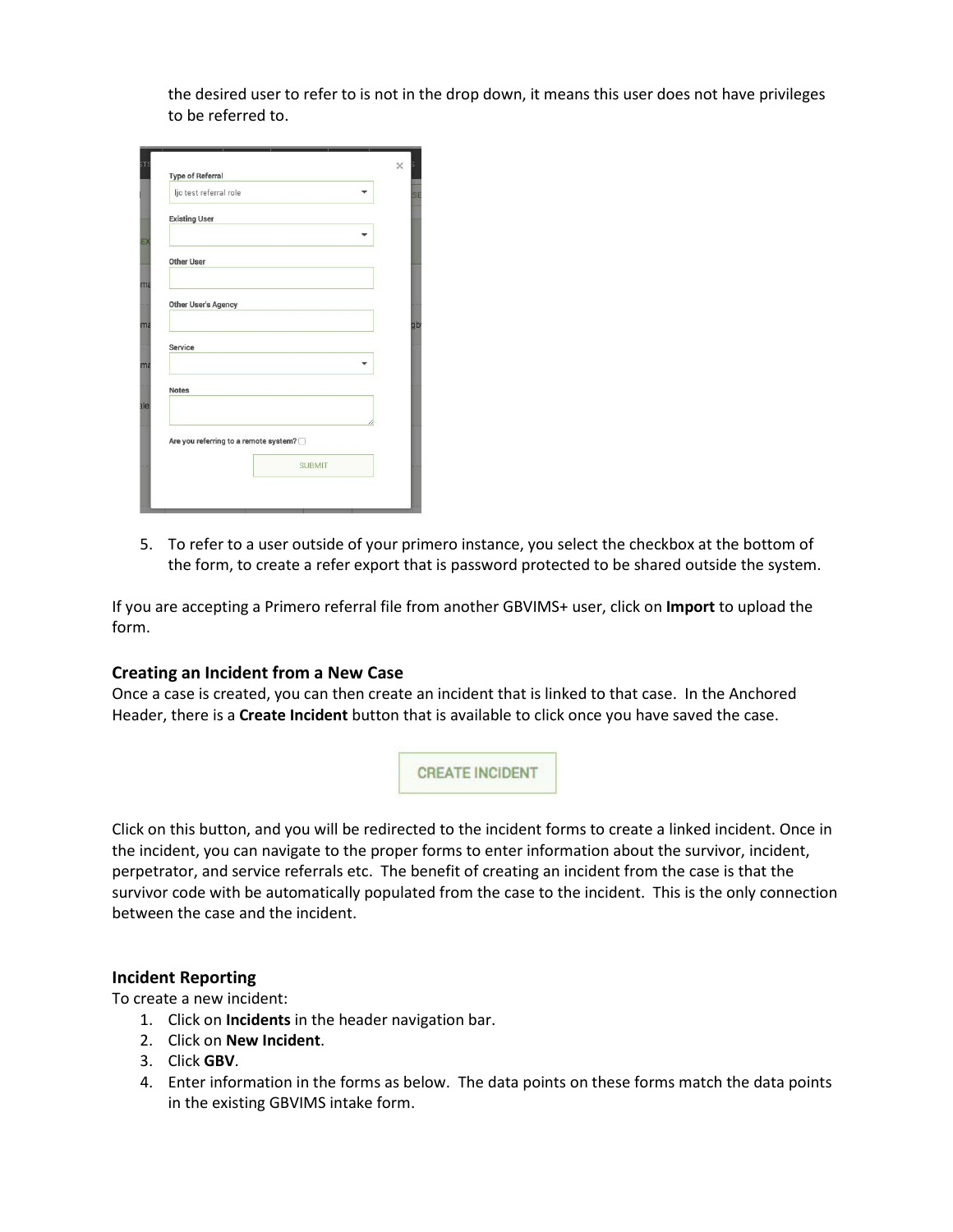the desired user to refer to is not in the drop down, it means this user does not have privileges to be referred to.

5. To refer to a user outside of your primero instance, you select the checkbox at the bottom of the form, to create a refer export that is password protected to be shared outside the system.

If you are accepting a Primero referral file from another GBVIMS+ user, click on **Import** to upload the form.

### Creating an Incident from a New Case

Once a case is created, you can then create an incident that is linked to that case. In the Anchored Header, there is a **Create Incident** button that is available to click once you have saved the case.

Click on this button, and you will be redirected to the incident forms to create a linked incident. Once in the incident, you can navigate to the proper forms to enter information about the survivor, incident, perpetrator, and service referrals etc. The benefit of creating an incident from the case is that the survivor code with be automatically populated from the case to the incident. This is the only connection between the case and the incident.

### Incident Reporting

To create a new incident:

1. Click on **Incidents** in the header navigation bar.
2. Click on **New Incident**.
3. Click **GBV**.
4. Enter information in the forms as below. The data points on these forms match the data points in the existing GBVIMS intake form.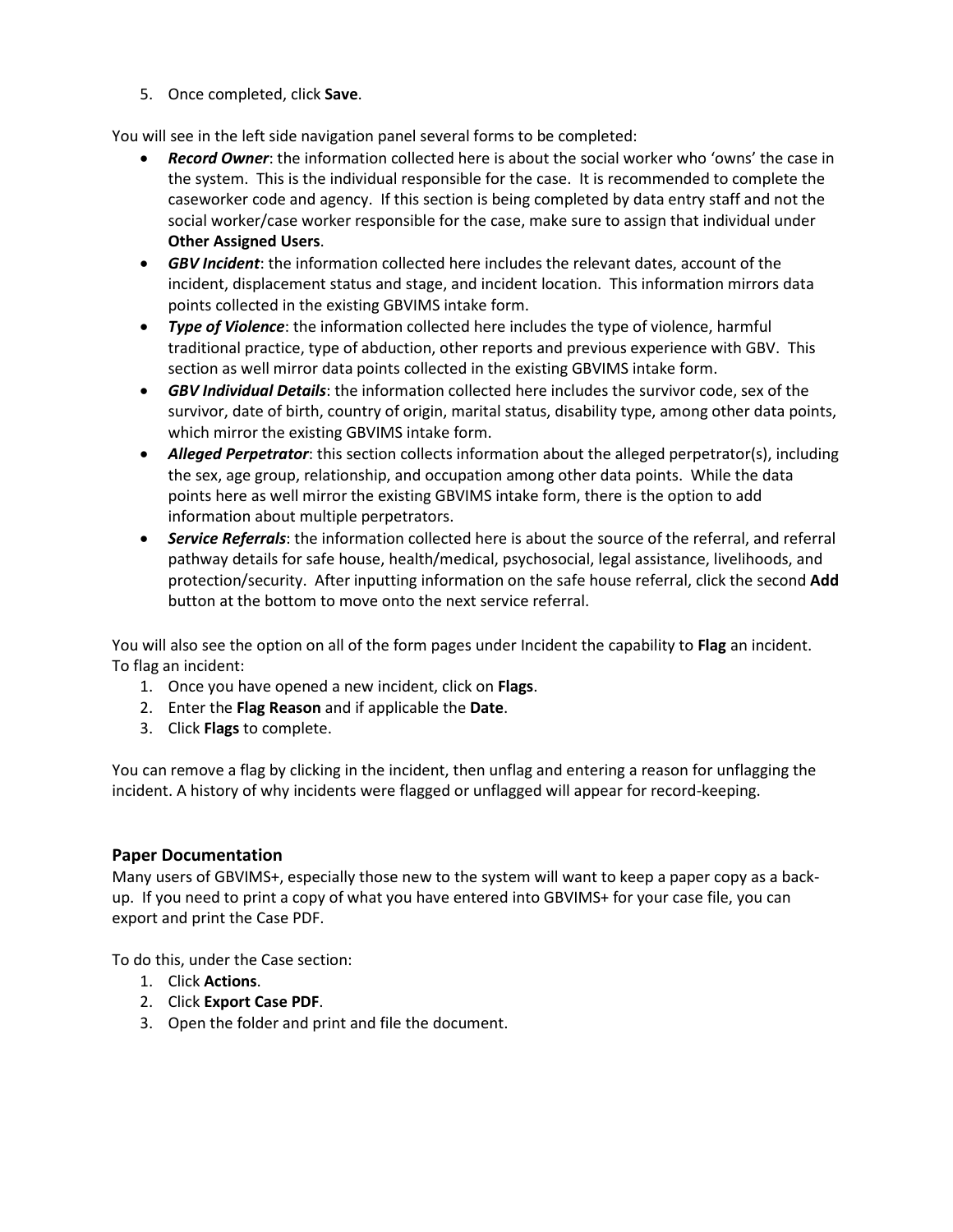5. Once completed, click **Save**.

You will see in the left side navigation panel several forms to be completed:

- ***Record Owner***: the information collected here is about the social worker who 'owns' the case in the system. This is the individual responsible for the case. It is recommended to complete the caseworker code and agency. If this section is being completed by data entry staff and not the social worker/case worker responsible for the case, make sure to assign that individual under **Other Assigned Users**.
- ***GBV Incident***: the information collected here includes the relevant dates, account of the incident, displacement status and stage, and incident location. This information mirrors data points collected in the existing GBVIMS intake form.
- ***Type of Violence***: the information collected here includes the type of violence, harmful traditional practice, type of abduction, other reports and previous experience with GBV. This section as well mirror data points collected in the existing GBVIMS intake form.
- ***GBV Individual Details***: the information collected here includes the survivor code, sex of the survivor, date of birth, country of origin, marital status, disability type, among other data points, which mirror the existing GBVIMS intake form.
- ***Alleged Perpetrator***: this section collects information about the alleged perpetrator(s), including the sex, age group, relationship, and occupation among other data points. While the data points here as well mirror the existing GBVIMS intake form, there is the option to add information about multiple perpetrators.
- ***Service Referrals***: the information collected here is about the source of the referral, and referral pathway details for safe house, health/medical, psychosocial, legal assistance, livelihoods, and protection/security. After inputting information on the safe house referral, click the second **Add** button at the bottom to move onto the next service referral.

You will also see the option on all of the form pages under Incident the capability to **Flag** an incident. To flag an incident:

1. Once you have opened a new incident, click on **Flags**.
2. Enter the **Flag Reason** and if applicable the **Date**.
3. Click **Flags** to complete.

You can remove a flag by clicking in the incident, then unflag and entering a reason for unflagging the incident. A history of why incidents were flagged or unflagged will appear for record-keeping.

### Paper Documentation

Many users of GBVIMS+, especially those new to the system will want to keep a paper copy as a back-up. If you need to print a copy of what you have entered into GBVIMS+ for your case file, you can export and print the Case PDF.

To do this, under the Case section:

1. Click **Actions**.
2. Click **Export Case PDF**.
3. Open the folder and print and file the document.